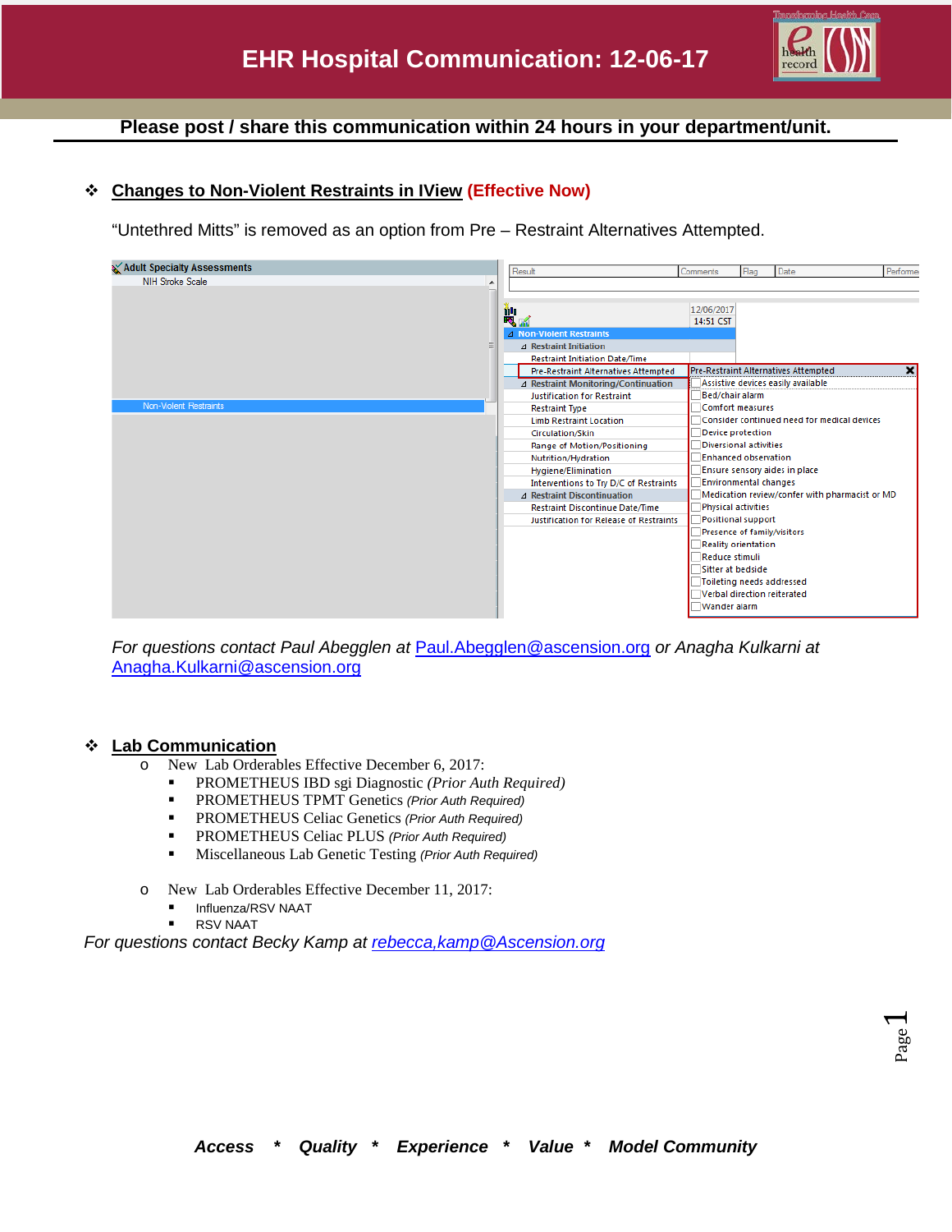# EHR Hospital Communication: 12-06-17

**Please post / share this communication within 24 hours in your department/unit.**

## ❖ Changes to Non-Violent Restraints in IView (Effective Now)

“Untethred Mitts” is removed as an option from Pre – Restraint Alternatives Attempted.

*For questions contact Paul Abegglen at Paul.Abegglen@ascension.org or Anagha Kulkarni at Anagha.Kulkarni@ascension.org*

## ❖ Lab Communication

- New Lab Orderables Effective December 6, 2017:
  - PROMETHEUS IBD sgi Diagnostic *(Prior Auth Required)*
  - PROMETHEUS TPMT Genetics *(Prior Auth Required)*
  - PROMETHEUS Celiac Genetics *(Prior Auth Required)*
  - PROMETHEUS Celiac PLUS *(Prior Auth Required)*
  - Miscellaneous Lab Genetic Testing *(Prior Auth Required)*
- New Lab Orderables Effective December 11, 2017:
  - Influenza/RSV NAAT
  - RSV NAAT

*For questions contact Becky Kamp at rebecca,kamp@Ascension.org*

***Access * Quality * Experience * Value * Model Community***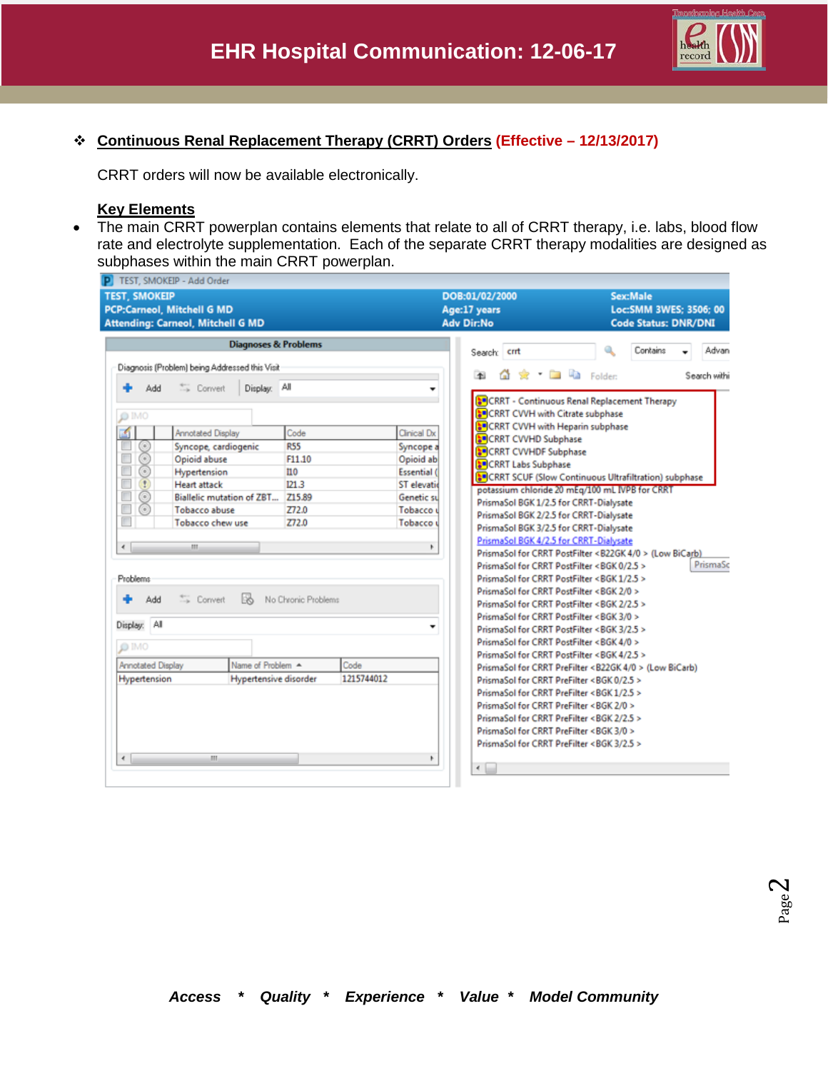- **Continuous Renal Replacement Therapy (CRRT) Orders** **(Effective – 12/13/2017)**

  CRRT orders will now be available electronically.

  **Key Elements**

- The main CRRT powerplan contains elements that relate to all of CRRT therapy, i.e. labs, blood flow rate and electrolyte supplementation. Each of the separate CRRT therapy modalities are designed as subphases within the main CRRT powerplan.

Search: crrt

- CRRT - Continuous Renal Replacement Therapy
- CRRT CVVH with Citrate subphase
- CRRT CVVH with Heparin subphase
- CRRT CVVHD Subphase
- CRRT CVVHDF Subphase
- CRRT Labs Subphase
- CRRT SCUF (Slow Continuous Ultrafiltration) subphase
- potassium chloride 20 mEq/100 mL IVPB for CRRT
- PrismaSol BGK 1/2.5 for CRRT-Dialysate
- PrismaSol BGK 2/2.5 for CRRT-Dialysate
- PrismaSol BGK 3/2.5 for CRRT-Dialysate
- PrismaSol BGK 4/2.5 for CRRT-Dialysate
- PrismaSol for CRRT PostFilter <B22GK 4/0 > (Low BiCarb)
- PrismaSol for CRRT PostFilter <BGK 0/2.5 >
- PrismaSol for CRRT PostFilter <BGK 1/2.5 >
- PrismaSol for CRRT PostFilter <BGK 2/0 >
- PrismaSol for CRRT PostFilter <BGK 2/2.5 >
- PrismaSol for CRRT PostFilter <BGK 3/0 >
- PrismaSol for CRRT PostFilter <BGK 3/2.5 >
- PrismaSol for CRRT PostFilter <BGK 4/0 >
- PrismaSol for CRRT PostFilter <BGK 4/2.5 >
- PrismaSol for CRRT PreFilter <B22GK 4/0 > (Low BiCarb)
- PrismaSol for CRRT PreFilter <BGK 0/2.5 >
- PrismaSol for CRRT PreFilter <BGK 1/2.5 >
- PrismaSol for CRRT PreFilter <BGK 2/0 >
- PrismaSol for CRRT PreFilter <BGK 2/2.5 >
- PrismaSol for CRRT PreFilter <BGK 3/0 >
- PrismaSol for CRRT PreFilter <BGK 3/2.5 >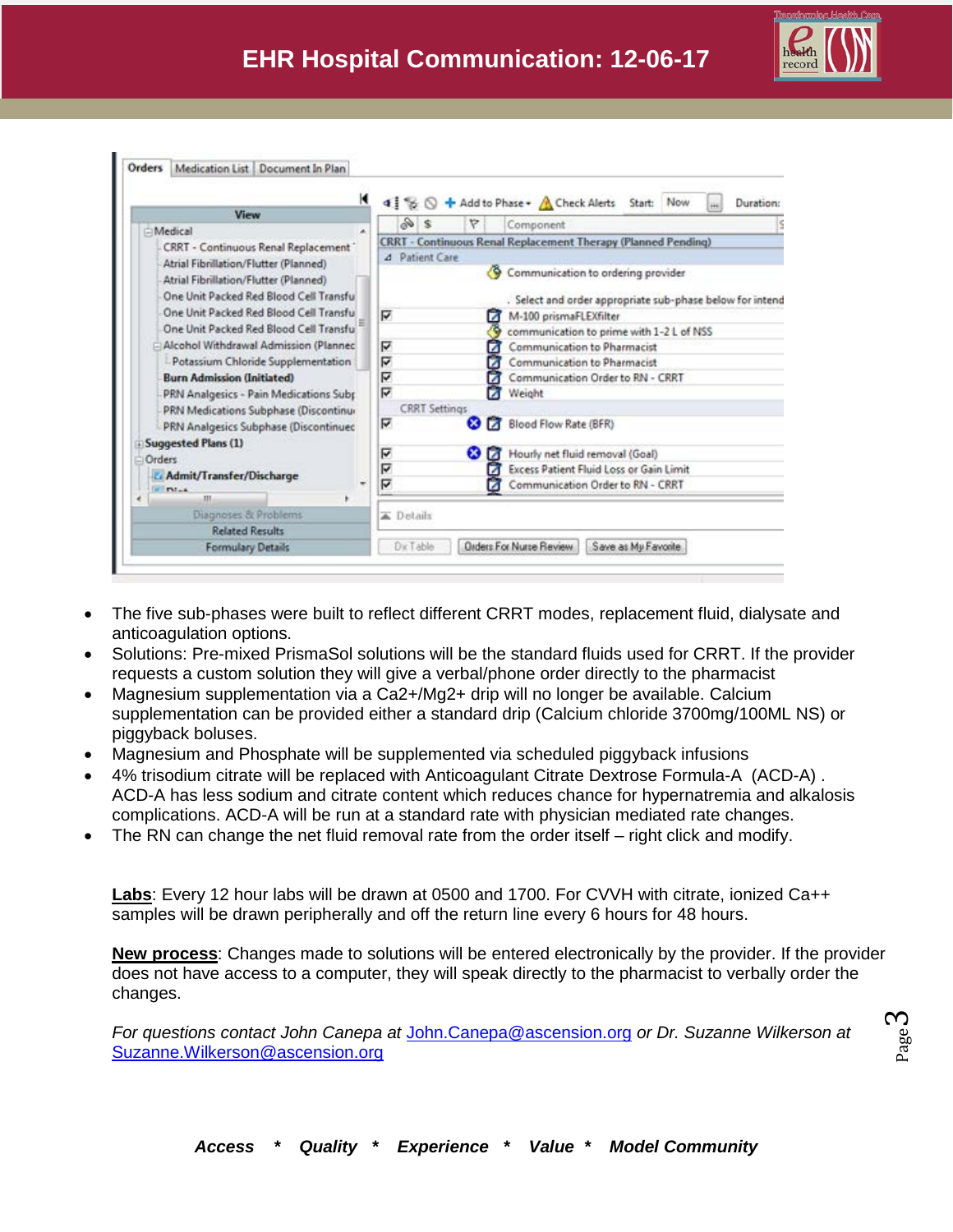- The five sub-phases were built to reflect different CRRT modes, replacement fluid, dialysate and anticoagulation options.
- Solutions: Pre-mixed PrismaSol solutions will be the standard fluids used for CRRT. If the provider requests a custom solution they will give a verbal/phone order directly to the pharmacist
- Magnesium supplementation via a Ca2+/Mg2+ drip will no longer be available. Calcium supplementation can be provided either a standard drip (Calcium chloride 3700mg/100ML NS) or piggyback boluses.
- Magnesium and Phosphate will be supplemented via scheduled piggyback infusions
- 4% trisodium citrate will be replaced with Anticoagulant Citrate Dextrose Formula-A (ACD-A) . ACD-A has less sodium and citrate content which reduces chance for hypernatremia and alkalosis complications. ACD-A will be run at a standard rate with physician mediated rate changes.
- The RN can change the net fluid removal rate from the order itself – right click and modify.

**Labs**: Every 12 hour labs will be drawn at 0500 and 1700. For CVVH with citrate, ionized Ca++ samples will be drawn peripherally and off the return line every 6 hours for 48 hours.

**New process**: Changes made to solutions will be entered electronically by the provider. If the provider does not have access to a computer, they will speak directly to the pharmacist to verbally order the changes.

*For questions contact John Canepa at* John.Canepa@ascension.org *or Dr. Suzanne Wilkerson at* Suzanne.Wilkerson@ascension.org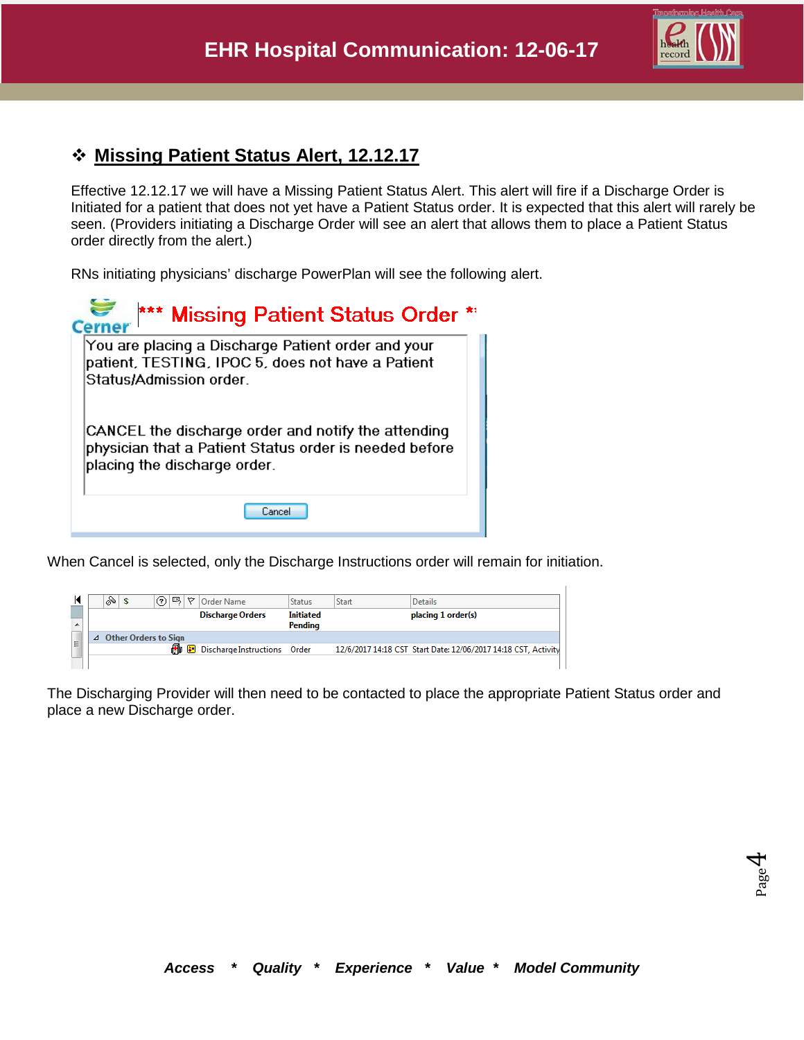## ❖ Missing Patient Status Alert, 12.12.17

Effective 12.12.17 we will have a Missing Patient Status Alert. This alert will fire if a Discharge Order is Initiated for a patient that does not yet have a Patient Status order. It is expected that this alert will rarely be seen. (Providers initiating a Discharge Order will see an alert that allows them to place a Patient Status order directly from the alert.)

RNs initiating physicians' discharge PowerPlan will see the following alert.

*** Missing Patient Status Order ***

You are placing a Discharge Patient order and your patient, TESTING, IPOC 5, does not have a Patient Status/Admission order.

CANCEL the discharge order and notify the attending physician that a Patient Status order is needed before placing the discharge order.

Cancel

When Cancel is selected, only the Discharge Instructions order will remain for initiation.

| Order Name | Status | Start | Details |
|---|---|---|---|
| Discharge Orders | Initiated Pending | | placing 1 order(s) |
| Other Orders to Sign | | | |
| Discharge Instructions | Order | 12/6/2017 14:18 CST | Start Date: 12/06/2017 14:18 CST, Activity |

The Discharging Provider will then need to be contacted to place the appropriate Patient Status order and place a new Discharge order.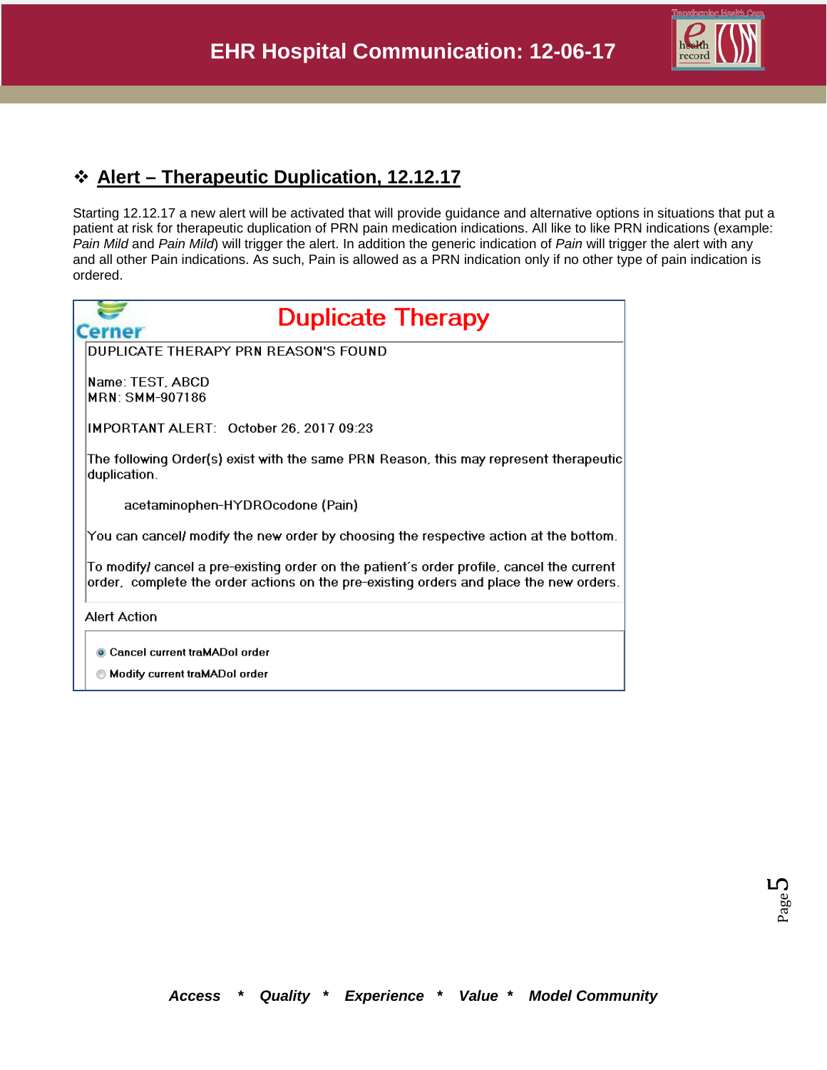## ❖ Alert – Therapeutic Duplication, 12.12.17

Starting 12.12.17 a new alert will be activated that will provide guidance and alternative options in situations that put a patient at risk for therapeutic duplication of PRN pain medication indications. All like to like PRN indications (example: *Pain Mild* and *Pain Mild*) will trigger the alert. In addition the generic indication of *Pain* will trigger the alert with any and all other Pain indications. As such, Pain is allowed as a PRN indication only if no other type of pain indication is ordered.

Cerner

**Duplicate Therapy**

DUPLICATE THERAPY PRN REASON'S FOUND

Name: TEST, ABCD
MRN: SMM-907186

IMPORTANT ALERT: October 26, 2017 09:23

The following Order(s) exist with the same PRN Reason, this may represent therapeutic duplication.

acetaminophen-HYDROcodone (Pain)

You can cancel/ modify the new order by choosing the respective action at the bottom.

To modify/ cancel a pre-existing order on the patient's order profile, cancel the current order, complete the order actions on the pre-existing orders and place the new orders.

Alert Action

- (●) Cancel current traMADol order
- ( ) Modify current traMADol order

*Access * Quality * Experience * Value * Model Community*